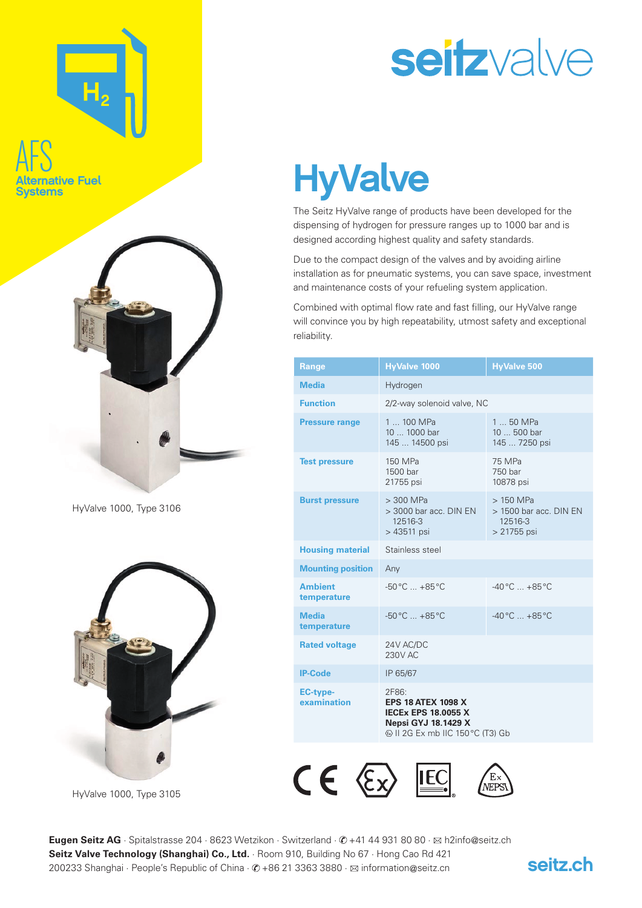AFS
Alternative Fuel Systems

seitzvalve

# HyValve

The Seitz HyValve range of products have been developed for the dispensing of hydrogen for pressure ranges up to 1000 bar and is designed according highest quality and safety standards.

Due to the compact design of the valves and by avoiding airline installation as for pneumatic systems, you can save space, investment and maintenance costs of your refueling system application.

Combined with optimal flow rate and fast filling, our HyValve range will convince you by high repeatability, utmost safety and exceptional reliability.

| Range | HyValve 1000 | HyValve 500 |
|---|---|---|
| Media | Hydrogen | |
| Function | 2/2-way solenoid valve, NC | |
| Pressure range | 1 ... 100 MPa<br>10 ... 1000 bar<br>145 ... 14500 psi | 1 ... 50 MPa<br>10 ... 500 bar<br>145 ... 7250 psi |
| Test pressure | 150 MPa<br>1500 bar<br>21755 psi | 75 MPa<br>750 bar<br>10878 psi |
| Burst pressure | > 300 MPa<br>> 3000 bar acc. DIN EN 12516-3<br>> 43511 psi | > 150 MPa<br>> 1500 bar acc. DIN EN 12516-3<br>> 21755 psi |
| Housing material | Stainless steel | |
| Mounting position | Any | |
| Ambient temperature | -50 °C ... +85 °C | -40 °C ... +85 °C |
| Media temperature | -50 °C ... +85 °C | -40 °C ... +85 °C |
| Rated voltage | 24V AC/DC<br>230V AC | |
| IP-Code | IP 65/67 | |
| EC-type-examination | 2F86:<br>**EPS 18 ATEX 1098 X**<br>**IECEx EPS 18.0055 X**<br>**Nepsi GYJ 18.1429 X**<br>Ex II 2G Ex mb IIC 150 °C (T3) Gb | |

HyValve 1000, Type 3106

HyValve 1000, Type 3105

**Eugen Seitz AG** · Spitalstrasse 204 · 8623 Wetzikon · Switzerland · ✆ +41 44 931 80 80 · ✉ h2info@seitz.ch
**Seitz Valve Technology (Shanghai) Co., Ltd.** · Room 910, Building No 67 · Hong Cao Rd 421
200233 Shanghai · People's Republic of China · ✆ +86 21 3363 3880 · ✉ information@seitz.cn

seitz.ch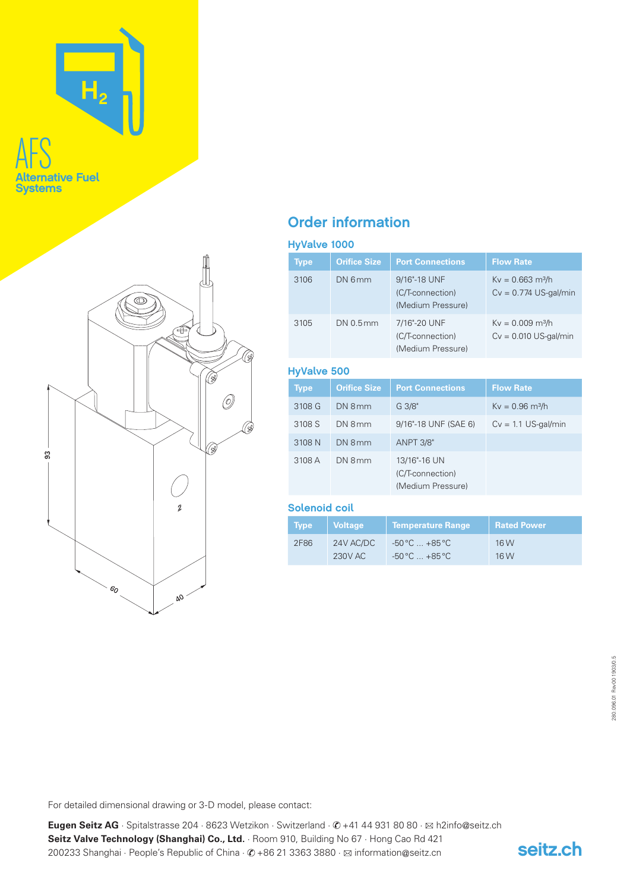AFS
Alternative Fuel Systems

## Order information

### HyValve 1000

| Type | Orifice Size | Port Connections | Flow Rate |
|---|---|---|---|
| 3106 | DN 6 mm | 9/16"-18 UNF (C/T-connection) (Medium Pressure) | Kv = 0.663 m³/h Cv = 0.774 US-gal/min |
| 3105 | DN 0.5 mm | 7/16"-20 UNF (C/T-connection) (Medium Pressure) | Kv = 0.009 m³/h Cv = 0.010 US-gal/min |

### HyValve 500

| Type | Orifice Size | Port Connections | Flow Rate |
|---|---|---|---|
| 3108 G | DN 8 mm | G 3/8" | Kv = 0.96 m³/h |
| 3108 S | DN 8 mm | 9/16"-18 UNF (SAE 6) | Cv = 1.1 US-gal/min |
| 3108 N | DN 8 mm | ANPT 3/8" | |
| 3108 A | DN 8 mm | 13/16"-16 UN (C/T-connection) (Medium Pressure) | |

### Solenoid coil

| Type | Voltage | Temperature Range | Rated Power |
|---|---|---|---|
| 2F86 | 24V AC/DC<br>230V AC | -50 °C ... +85 °C<br>-50 °C ... +85 °C | 16 W<br>16 W |

93
60
40
2

For detailed dimensional drawing or 3-D model, please contact:

**Eugen Seitz AG** · Spitalstrasse 204 · 8623 Wetzikon · Switzerland · ✆ +41 44 931 80 80 · ✉ h2info@seitz.ch
**Seitz Valve Technology (Shanghai) Co., Ltd.** · Room 910, Building No 67 · Hong Cao Rd 421
200233 Shanghai · People's Republic of China · ✆ +86 21 3363 3880 · ✉ information@seitz.cn

seitz.ch

280.096.01 Rev00 1903/0.5